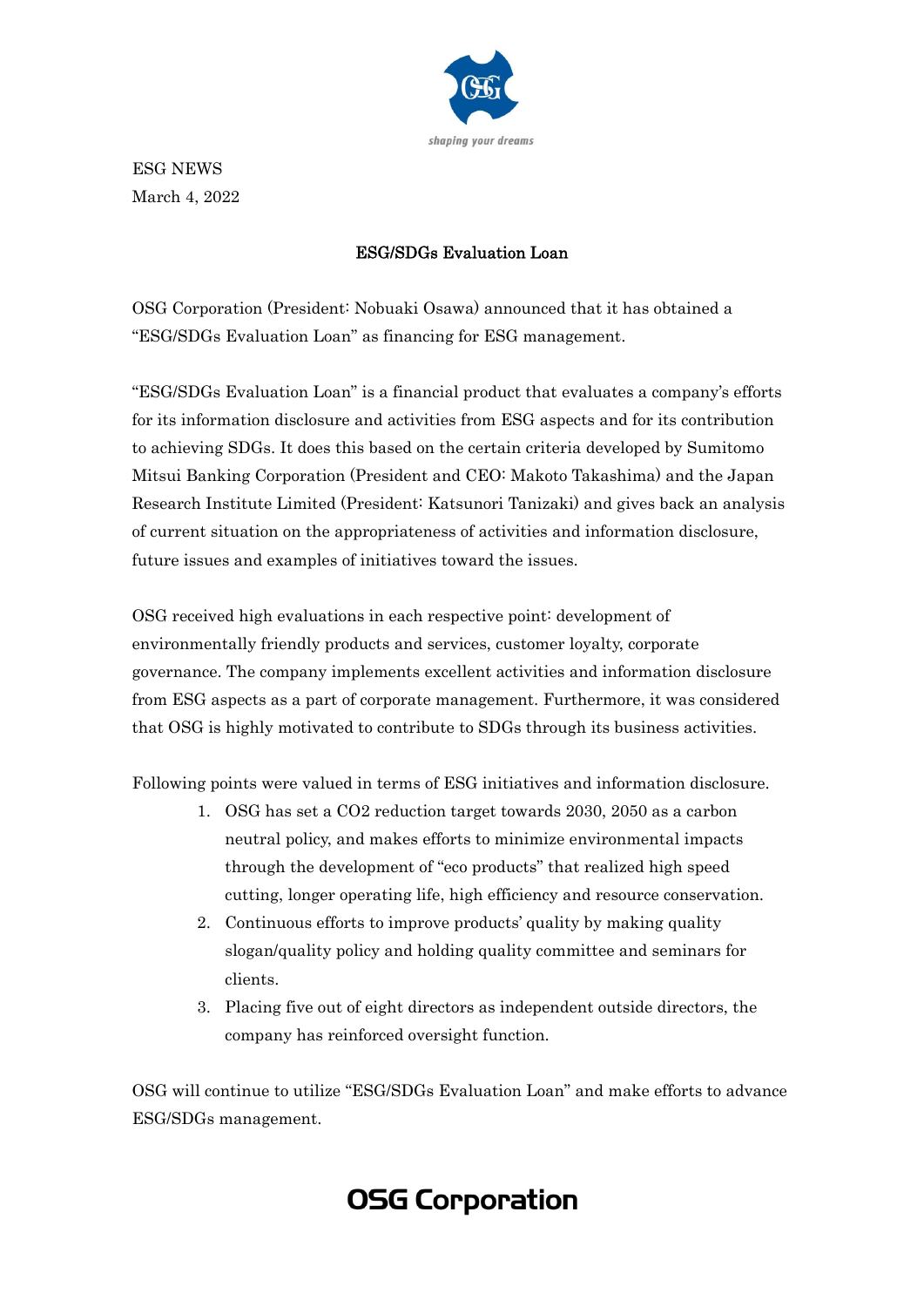ESG NEWS
March 4, 2022

## ESG/SDGs Evaluation Loan

OSG Corporation (President: Nobuaki Osawa) announced that it has obtained a "ESG/SDGs Evaluation Loan" as financing for ESG management.

"ESG/SDGs Evaluation Loan" is a financial product that evaluates a company's efforts for its information disclosure and activities from ESG aspects and for its contribution to achieving SDGs. It does this based on the certain criteria developed by Sumitomo Mitsui Banking Corporation (President and CEO: Makoto Takashima) and the Japan Research Institute Limited (President: Katsunori Tanizaki) and gives back an analysis of current situation on the appropriateness of activities and information disclosure, future issues and examples of initiatives toward the issues.

OSG received high evaluations in each respective point: development of environmentally friendly products and services, customer loyalty, corporate governance. The company implements excellent activities and information disclosure from ESG aspects as a part of corporate management. Furthermore, it was considered that OSG is highly motivated to contribute to SDGs through its business activities.

Following points were valued in terms of ESG initiatives and information disclosure.

1. OSG has set a $CO_2$ reduction target towards 2030, 2050 as a carbon neutral policy, and makes efforts to minimize environmental impacts through the development of "eco products" that realized high speed cutting, longer operating life, high efficiency and resource conservation.
2. Continuous efforts to improve products' quality by making quality slogan/quality policy and holding quality committee and seminars for clients.
3. Placing five out of eight directors as independent outside directors, the company has reinforced oversight function.

OSG will continue to utilize "ESG/SDGs Evaluation Loan" and make efforts to advance ESG/SDGs management.

**OSG Corporation**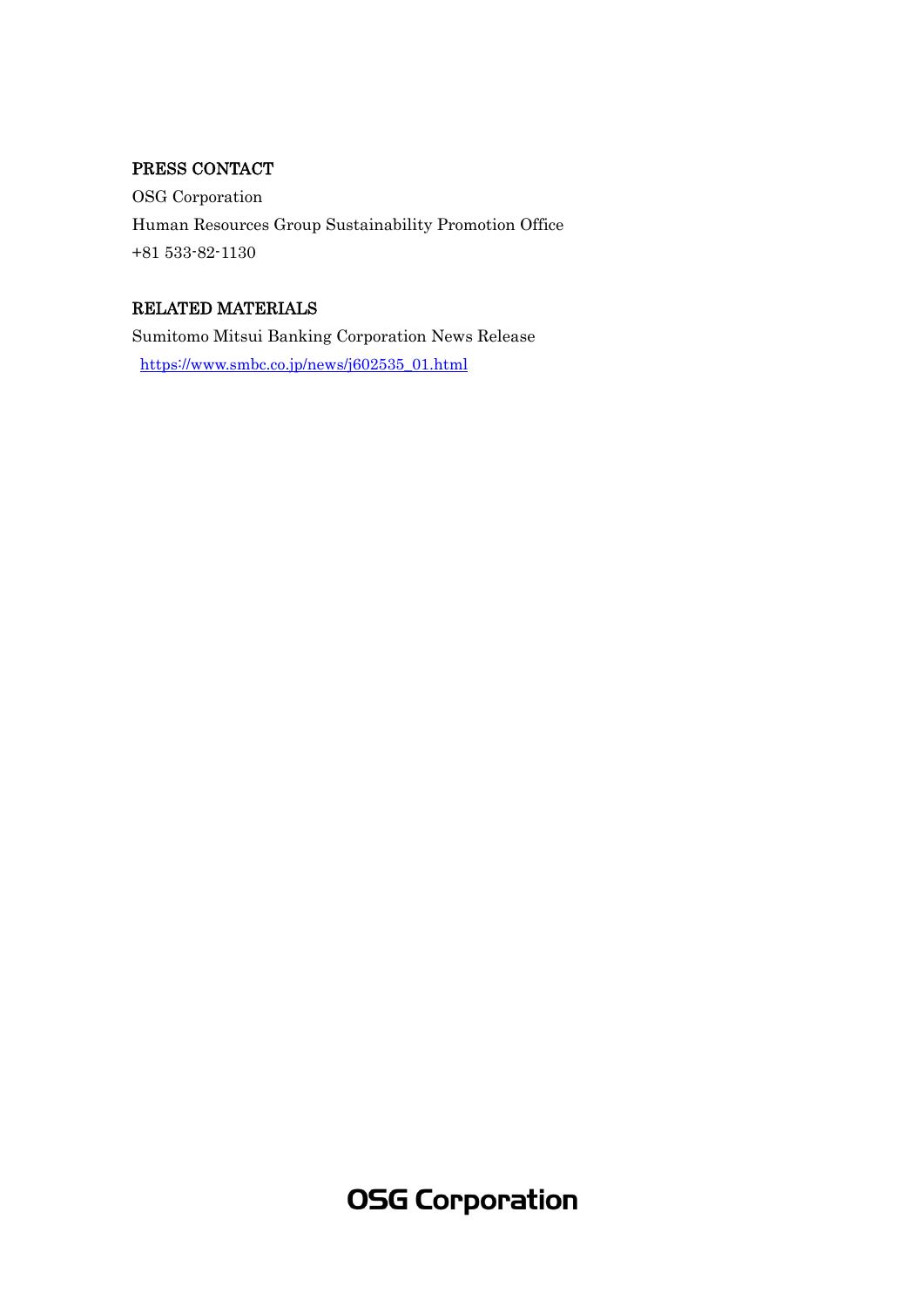## PRESS CONTACT

OSG Corporation
Human Resources Group Sustainability Promotion Office
+81 533-82-1130

## RELATED MATERIALS

Sumitomo Mitsui Banking Corporation News Release
https://www.smbc.co.jp/news/j602535_01.html

**OSG Corporation**